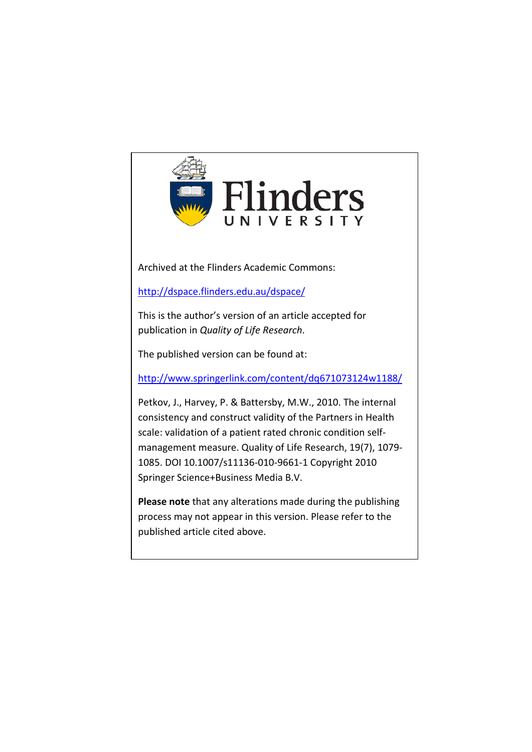Flinders
UNIVERSITY

Archived at the Flinders Academic Commons:

http://dspace.flinders.edu.au/dspace/

This is the author's version of an article accepted for publication in *Quality of Life Research*.

The published version can be found at:

http://www.springerlink.com/content/dq671073124w1188/

Petkov, J., Harvey, P. & Battersby, M.W., 2010. The internal consistency and construct validity of the Partners in Health scale: validation of a patient rated chronic condition self-management measure. Quality of Life Research, 19(7), 1079-1085. DOI 10.1007/s11136-010-9661-1 Copyright 2010 Springer Science+Business Media B.V.

**Please note** that any alterations made during the publishing process may not appear in this version. Please refer to the published article cited above.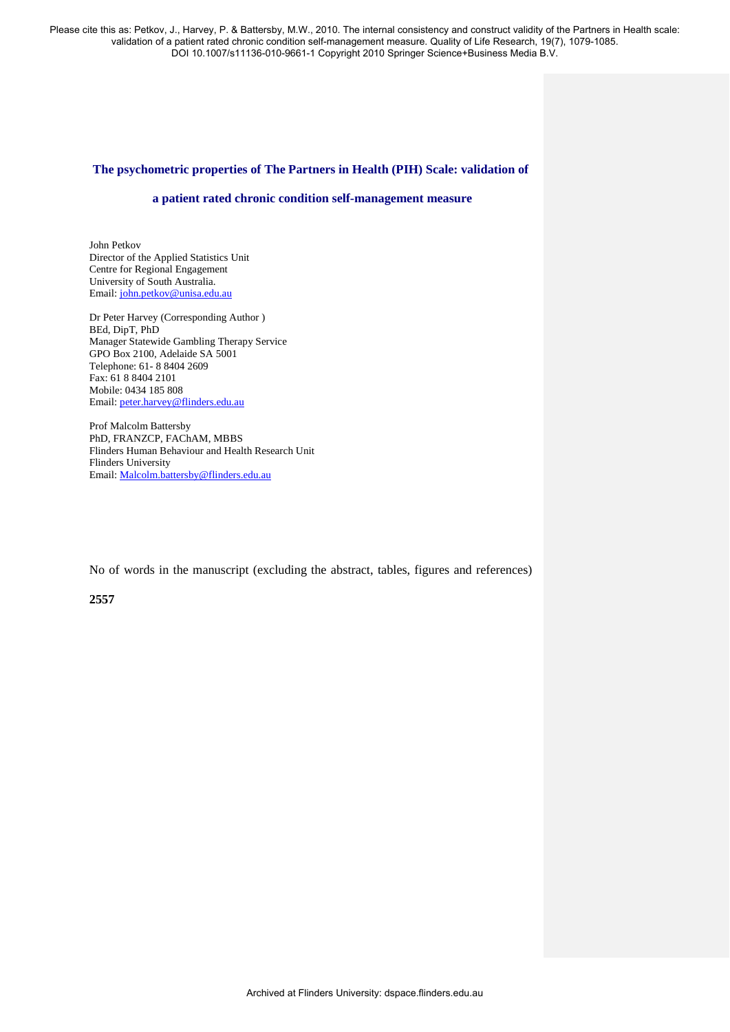Please cite this as: Petkov, J., Harvey, P. & Battersby, M.W., 2010. The internal consistency and construct validity of the Partners in Health scale: validation of a patient rated chronic condition self-management measure. Quality of Life Research, 19(7), 1079-1085. DOI 10.1007/s11136-010-9661-1 Copyright 2010 Springer Science+Business Media B.V.

# The psychometric properties of The Partners in Health (PIH) Scale: validation of a patient rated chronic condition self-management measure

John Petkov
Director of the Applied Statistics Unit
Centre for Regional Engagement
University of South Australia.
Email: john.petkov@unisa.edu.au

Dr Peter Harvey (Corresponding Author )
BEd, DipT, PhD
Manager Statewide Gambling Therapy Service
GPO Box 2100, Adelaide SA 5001
Telephone: 61- 8 8404 2609
Fax: 61 8 8404 2101
Mobile: 0434 185 808
Email: peter.harvey@flinders.edu.au

Prof Malcolm Battersby
PhD, FRANZCP, FAChAM, MBBS
Flinders Human Behaviour and Health Research Unit
Flinders University
Email: Malcolm.battersby@flinders.edu.au

No of words in the manuscript (excluding the abstract, tables, figures and references)

**2557**

Archived at Flinders University: dspace.flinders.edu.au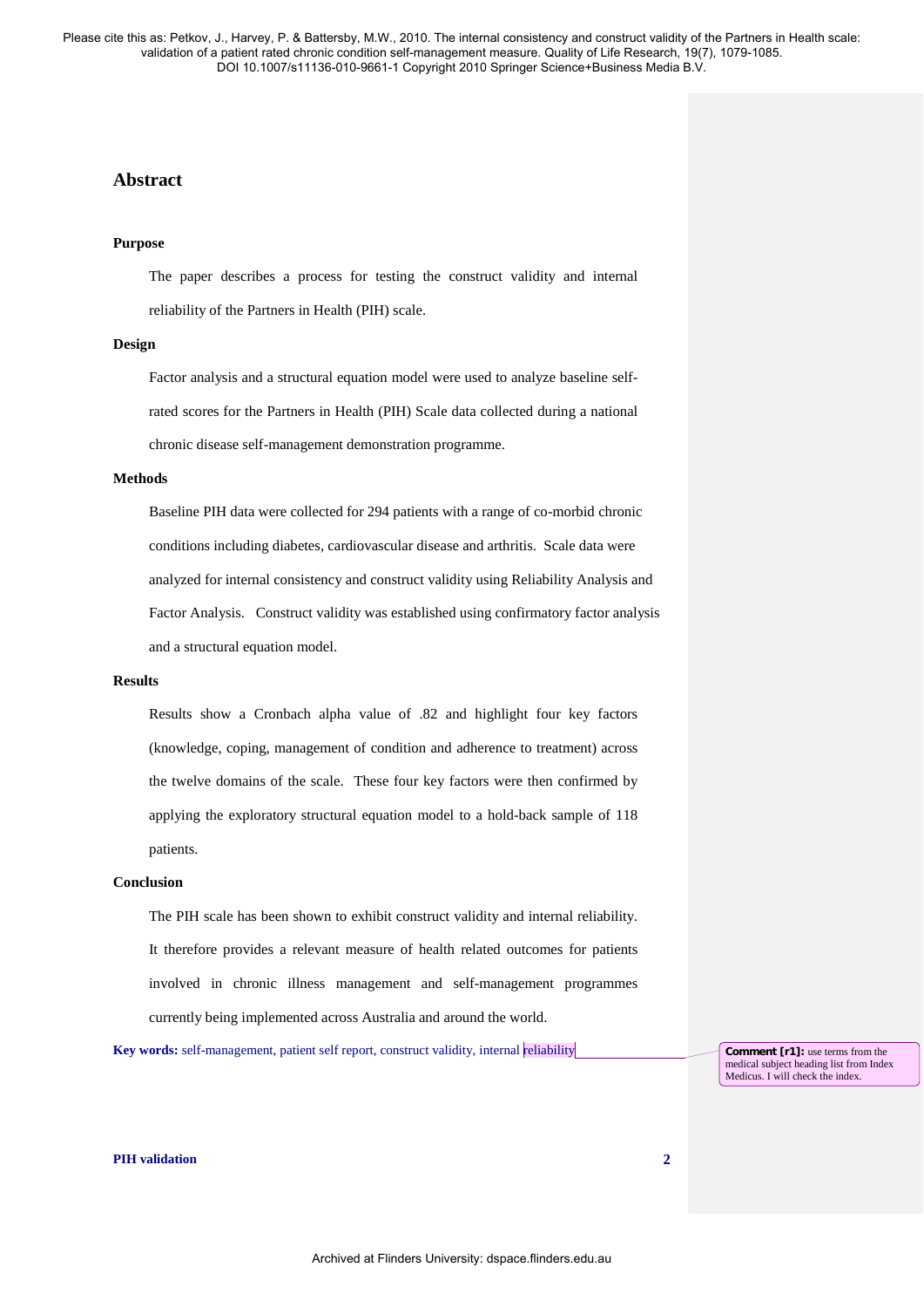## Abstract

### Purpose

The paper describes a process for testing the construct validity and internal reliability of the Partners in Health (PIH) scale.

### Design

Factor analysis and a structural equation model were used to analyze baseline self-rated scores for the Partners in Health (PIH) Scale data collected during a national chronic disease self-management demonstration programme.

### Methods

Baseline PIH data were collected for 294 patients with a range of co-morbid chronic conditions including diabetes, cardiovascular disease and arthritis. Scale data were analyzed for internal consistency and construct validity using Reliability Analysis and Factor Analysis. Construct validity was established using confirmatory factor analysis and a structural equation model.

### Results

Results show a Cronbach alpha value of .82 and highlight four key factors (knowledge, coping, management of condition and adherence to treatment) across the twelve domains of the scale. These four key factors were then confirmed by applying the exploratory structural equation model to a hold-back sample of 118 patients.

### Conclusion

The PIH scale has been shown to exhibit construct validity and internal reliability. It therefore provides a relevant measure of health related outcomes for patients involved in chronic illness management and self-management programmes currently being implemented across Australia and around the world.

**Key words:** self-management, patient self report, construct validity, internal reliability

**Comment [r1]:** use terms from the medical subject heading list from Index Medicus. I will check the index.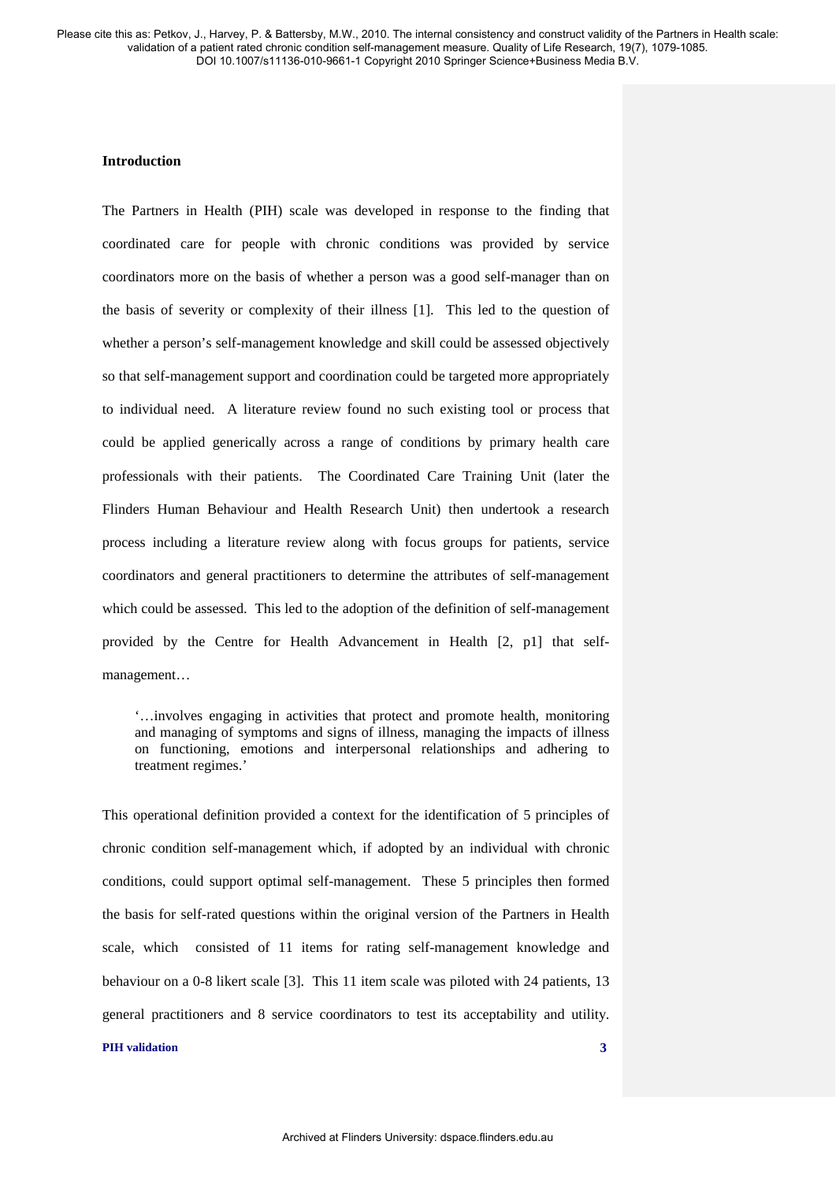## Introduction

The Partners in Health (PIH) scale was developed in response to the finding that coordinated care for people with chronic conditions was provided by service coordinators more on the basis of whether a person was a good self-manager than on the basis of severity or complexity of their illness [1]. This led to the question of whether a person's self-management knowledge and skill could be assessed objectively so that self-management support and coordination could be targeted more appropriately to individual need. A literature review found no such existing tool or process that could be applied generically across a range of conditions by primary health care professionals with their patients. The Coordinated Care Training Unit (later the Flinders Human Behaviour and Health Research Unit) then undertook a research process including a literature review along with focus groups for patients, service coordinators and general practitioners to determine the attributes of self-management which could be assessed. This led to the adoption of the definition of self-management provided by the Centre for Health Advancement in Health [2, p1] that self-management…

> '…involves engaging in activities that protect and promote health, monitoring and managing of symptoms and signs of illness, managing the impacts of illness on functioning, emotions and interpersonal relationships and adhering to treatment regimes.'

This operational definition provided a context for the identification of 5 principles of chronic condition self-management which, if adopted by an individual with chronic conditions, could support optimal self-management. These 5 principles then formed the basis for self-rated questions within the original version of the Partners in Health scale, which consisted of 11 items for rating self-management knowledge and behaviour on a 0-8 likert scale [3]. This 11 item scale was piloted with 24 patients, 13 general practitioners and 8 service coordinators to test its acceptability and utility.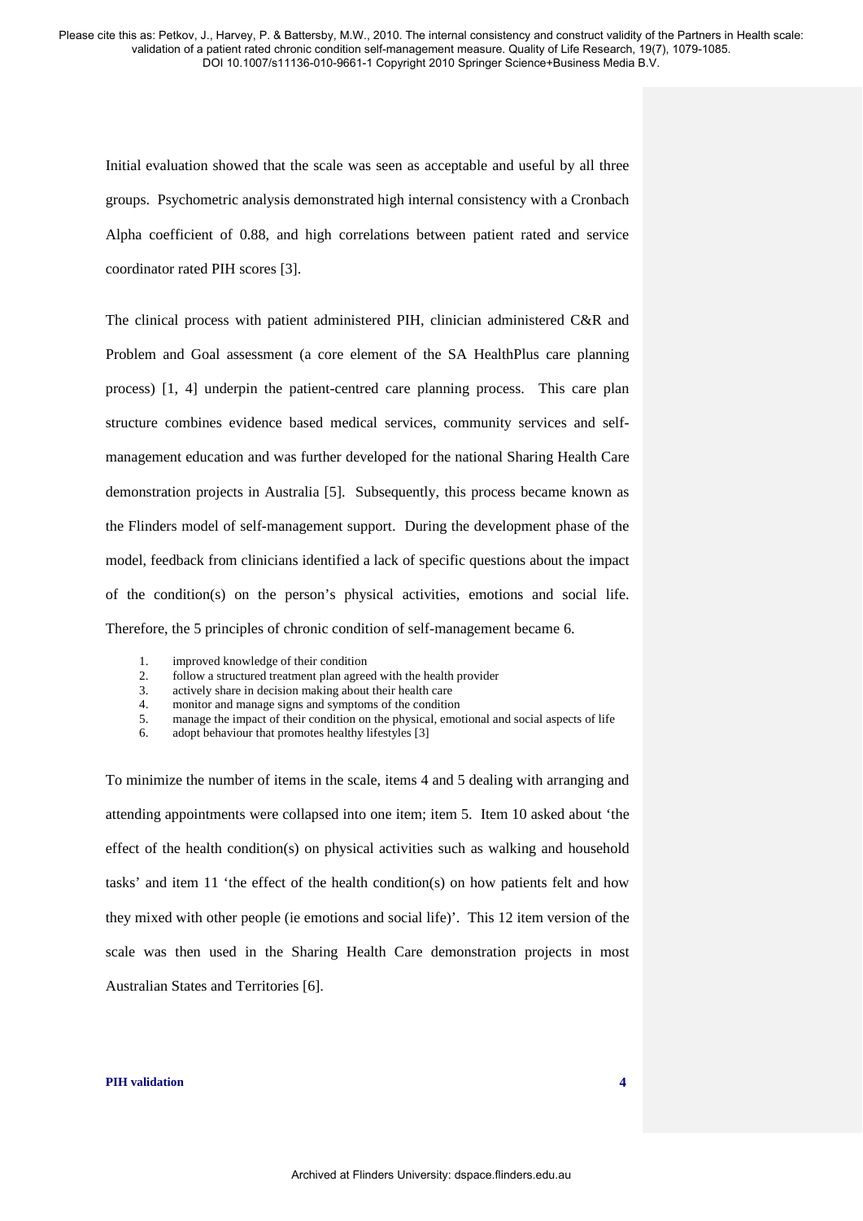Initial evaluation showed that the scale was seen as acceptable and useful by all three groups. Psychometric analysis demonstrated high internal consistency with a Cronbach Alpha coefficient of 0.88, and high correlations between patient rated and service coordinator rated PIH scores [3].

The clinical process with patient administered PIH, clinician administered C&R and Problem and Goal assessment (a core element of the SA HealthPlus care planning process) [1, 4] underpin the patient-centred care planning process. This care plan structure combines evidence based medical services, community services and self-management education and was further developed for the national Sharing Health Care demonstration projects in Australia [5]. Subsequently, this process became known as the Flinders model of self-management support. During the development phase of the model, feedback from clinicians identified a lack of specific questions about the impact of the condition(s) on the person's physical activities, emotions and social life. Therefore, the 5 principles of chronic condition of self-management became 6.

1. improved knowledge of their condition
2. follow a structured treatment plan agreed with the health provider
3. actively share in decision making about their health care
4. monitor and manage signs and symptoms of the condition
5. manage the impact of their condition on the physical, emotional and social aspects of life
6. adopt behaviour that promotes healthy lifestyles [3]

To minimize the number of items in the scale, items 4 and 5 dealing with arranging and attending appointments were collapsed into one item; item 5. Item 10 asked about 'the effect of the health condition(s) on physical activities such as walking and household tasks' and item 11 'the effect of the health condition(s) on how patients felt and how they mixed with other people (ie emotions and social life)'. This 12 item version of the scale was then used in the Sharing Health Care demonstration projects in most Australian States and Territories [6].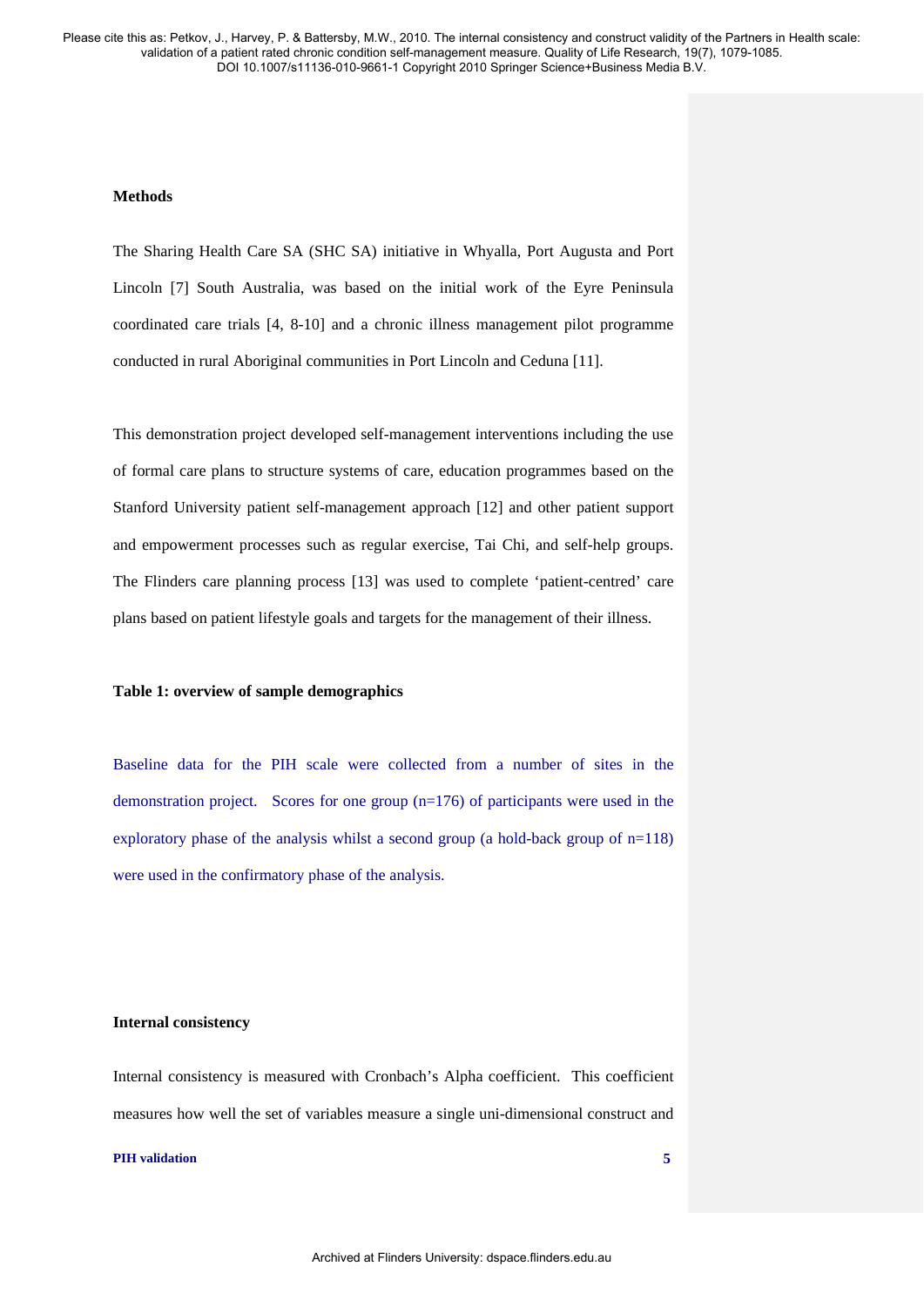**Methods**

The Sharing Health Care SA (SHC SA) initiative in Whyalla, Port Augusta and Port Lincoln [7] South Australia, was based on the initial work of the Eyre Peninsula coordinated care trials [4, 8-10] and a chronic illness management pilot programme conducted in rural Aboriginal communities in Port Lincoln and Ceduna [11].

This demonstration project developed self-management interventions including the use of formal care plans to structure systems of care, education programmes based on the Stanford University patient self-management approach [12] and other patient support and empowerment processes such as regular exercise, Tai Chi, and self-help groups. The Flinders care planning process [13] was used to complete 'patient-centred' care plans based on patient lifestyle goals and targets for the management of their illness.

**Table 1: overview of sample demographics**

Baseline data for the PIH scale were collected from a number of sites in the demonstration project. Scores for one group (n=176) of participants were used in the exploratory phase of the analysis whilst a second group (a hold-back group of n=118) were used in the confirmatory phase of the analysis.

**Internal consistency**

Internal consistency is measured with Cronbach's Alpha coefficient. This coefficient measures how well the set of variables measure a single uni-dimensional construct and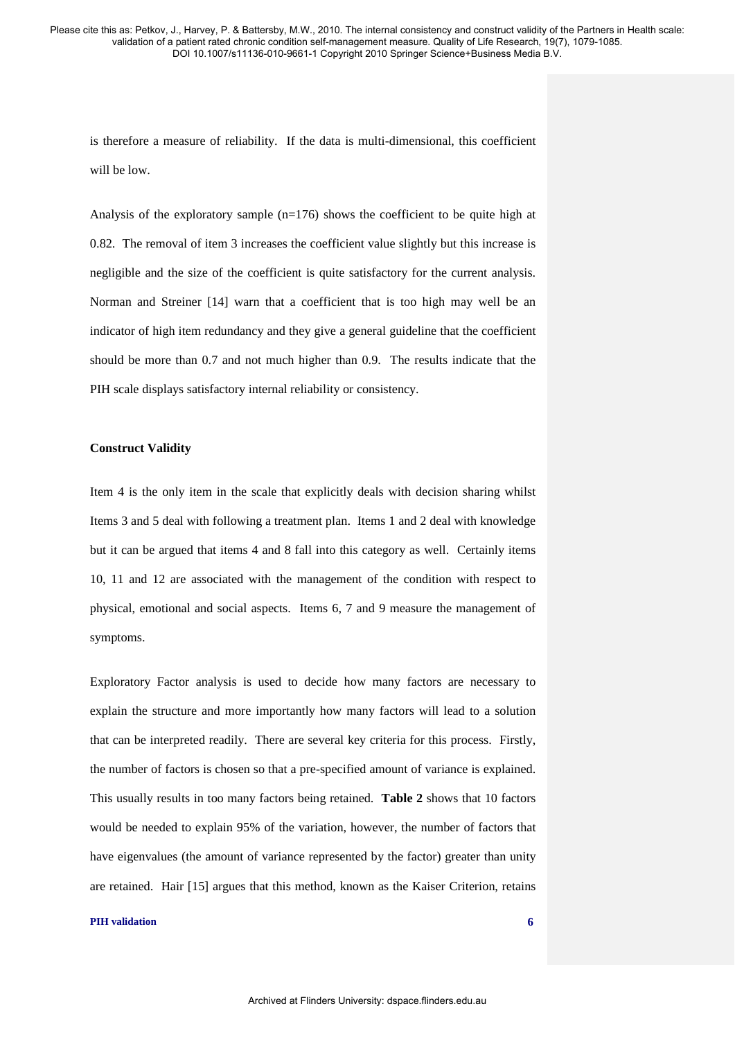is therefore a measure of reliability. If the data is multi-dimensional, this coefficient will be low.

Analysis of the exploratory sample (n=176) shows the coefficient to be quite high at 0.82. The removal of item 3 increases the coefficient value slightly but this increase is negligible and the size of the coefficient is quite satisfactory for the current analysis. Norman and Streiner [14] warn that a coefficient that is too high may well be an indicator of high item redundancy and they give a general guideline that the coefficient should be more than 0.7 and not much higher than 0.9. The results indicate that the PIH scale displays satisfactory internal reliability or consistency.

**Construct Validity**

Item 4 is the only item in the scale that explicitly deals with decision sharing whilst Items 3 and 5 deal with following a treatment plan. Items 1 and 2 deal with knowledge but it can be argued that items 4 and 8 fall into this category as well. Certainly items 10, 11 and 12 are associated with the management of the condition with respect to physical, emotional and social aspects. Items 6, 7 and 9 measure the management of symptoms.

Exploratory Factor analysis is used to decide how many factors are necessary to explain the structure and more importantly how many factors will lead to a solution that can be interpreted readily. There are several key criteria for this process. Firstly, the number of factors is chosen so that a pre-specified amount of variance is explained. This usually results in too many factors being retained. **Table 2** shows that 10 factors would be needed to explain 95% of the variation, however, the number of factors that have eigenvalues (the amount of variance represented by the factor) greater than unity are retained. Hair [15] argues that this method, known as the Kaiser Criterion, retains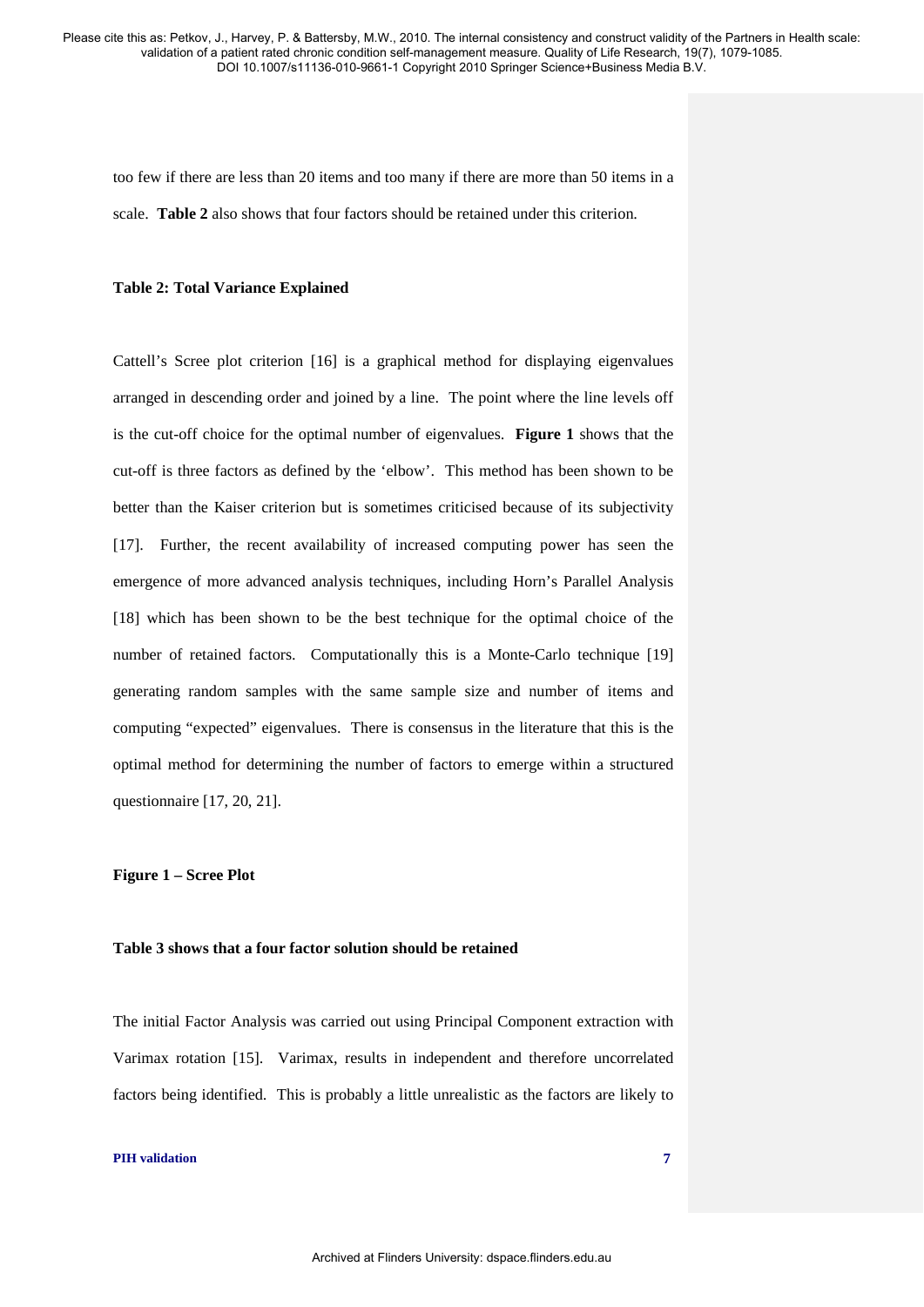too few if there are less than 20 items and too many if there are more than 50 items in a scale. **Table 2** also shows that four factors should be retained under this criterion.

**Table 2: Total Variance Explained**

Cattell's Scree plot criterion [16] is a graphical method for displaying eigenvalues arranged in descending order and joined by a line. The point where the line levels off is the cut-off choice for the optimal number of eigenvalues. **Figure 1** shows that the cut-off is three factors as defined by the 'elbow'. This method has been shown to be better than the Kaiser criterion but is sometimes criticised because of its subjectivity [17]. Further, the recent availability of increased computing power has seen the emergence of more advanced analysis techniques, including Horn's Parallel Analysis [18] which has been shown to be the best technique for the optimal choice of the number of retained factors. Computationally this is a Monte-Carlo technique [19] generating random samples with the same sample size and number of items and computing "expected" eigenvalues. There is consensus in the literature that this is the optimal method for determining the number of factors to emerge within a structured questionnaire [17, 20, 21].

**Figure 1 – Scree Plot**

**Table 3 shows that a four factor solution should be retained**

The initial Factor Analysis was carried out using Principal Component extraction with Varimax rotation [15]. Varimax, results in independent and therefore uncorrelated factors being identified. This is probably a little unrealistic as the factors are likely to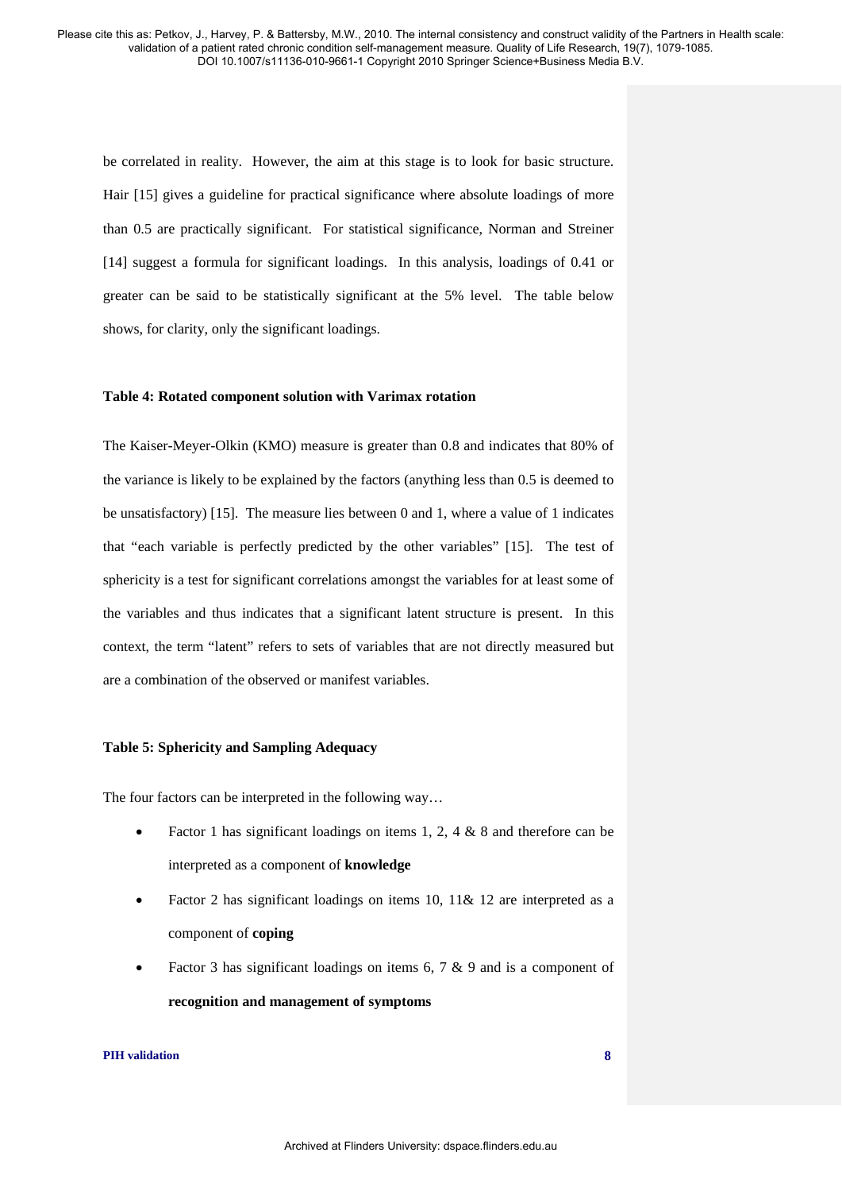be correlated in reality. However, the aim at this stage is to look for basic structure. Hair [15] gives a guideline for practical significance where absolute loadings of more than 0.5 are practically significant. For statistical significance, Norman and Streiner [14] suggest a formula for significant loadings. In this analysis, loadings of 0.41 or greater can be said to be statistically significant at the 5% level. The table below shows, for clarity, only the significant loadings.

**Table 4: Rotated component solution with Varimax rotation**

The Kaiser-Meyer-Olkin (KMO) measure is greater than 0.8 and indicates that 80% of the variance is likely to be explained by the factors (anything less than 0.5 is deemed to be unsatisfactory) [15]. The measure lies between 0 and 1, where a value of 1 indicates that "each variable is perfectly predicted by the other variables" [15]. The test of sphericity is a test for significant correlations amongst the variables for at least some of the variables and thus indicates that a significant latent structure is present. In this context, the term "latent" refers to sets of variables that are not directly measured but are a combination of the observed or manifest variables.

**Table 5: Sphericity and Sampling Adequacy**

The four factors can be interpreted in the following way…

- Factor 1 has significant loadings on items 1, 2, 4 & 8 and therefore can be interpreted as a component of **knowledge**
- Factor 2 has significant loadings on items 10, 11& 12 are interpreted as a component of **coping**
- Factor 3 has significant loadings on items 6, 7 & 9 and is a component of **recognition and management of symptoms**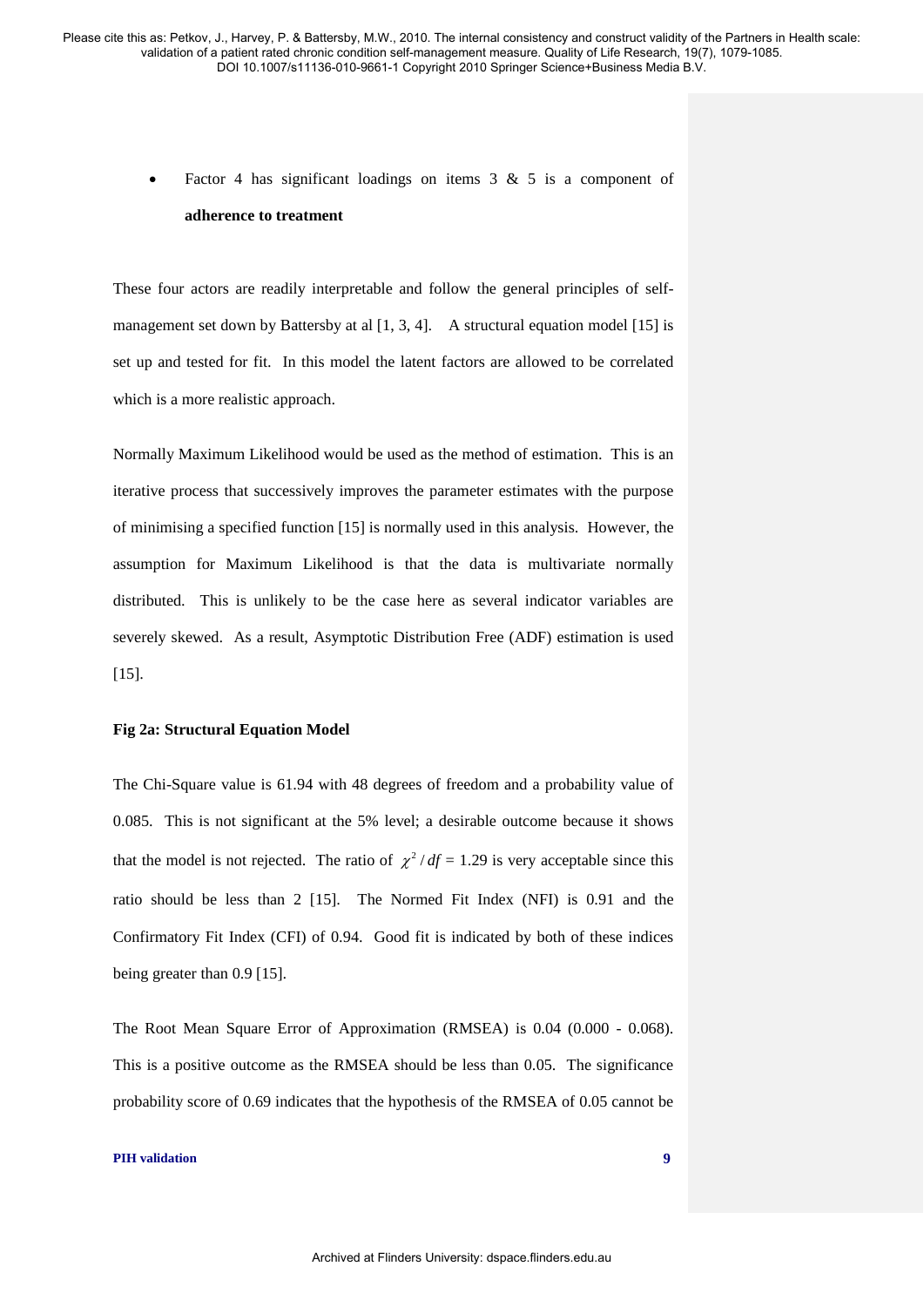- Factor 4 has significant loadings on items 3 & 5 is a component of **adherence to treatment**

These four actors are readily interpretable and follow the general principles of self-management set down by Battersby at al [1, 3, 4]. A structural equation model [15] is set up and tested for fit. In this model the latent factors are allowed to be correlated which is a more realistic approach.

Normally Maximum Likelihood would be used as the method of estimation. This is an iterative process that successively improves the parameter estimates with the purpose of minimising a specified function [15] is normally used in this analysis. However, the assumption for Maximum Likelihood is that the data is multivariate normally distributed. This is unlikely to be the case here as several indicator variables are severely skewed. As a result, Asymptotic Distribution Free (ADF) estimation is used [15].

**Fig 2a: Structural Equation Model**

The Chi-Square value is 61.94 with 48 degrees of freedom and a probability value of 0.085. This is not significant at the 5% level; a desirable outcome because it shows that the model is not rejected. The ratio of $\chi^2 / df$ = 1.29 is very acceptable since this ratio should be less than 2 [15]. The Normed Fit Index (NFI) is 0.91 and the Confirmatory Fit Index (CFI) of 0.94. Good fit is indicated by both of these indices being greater than 0.9 [15].

The Root Mean Square Error of Approximation (RMSEA) is 0.04 (0.000 - 0.068). This is a positive outcome as the RMSEA should be less than 0.05. The significance probability score of 0.69 indicates that the hypothesis of the RMSEA of 0.05 cannot be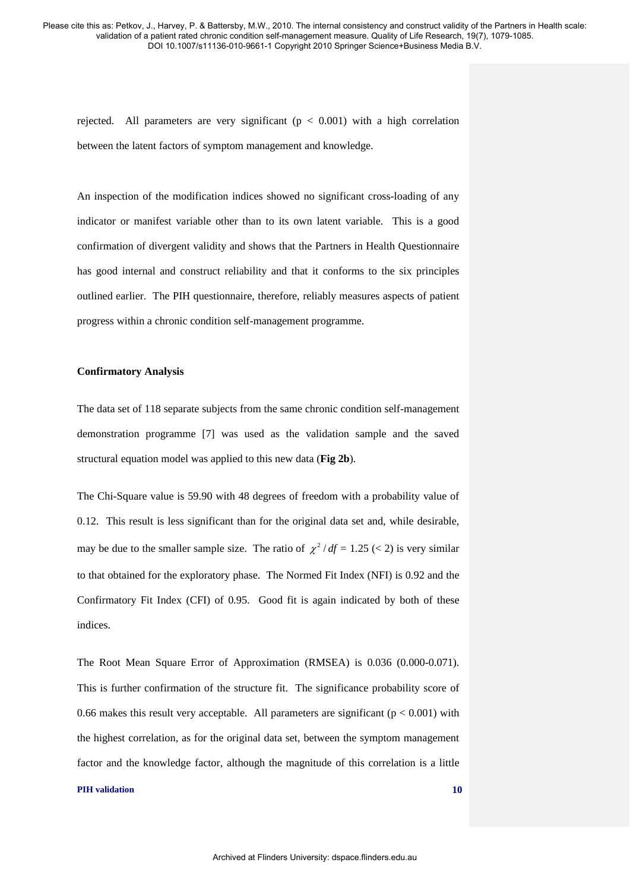rejected. All parameters are very significant ($p < 0.001$) with a high correlation between the latent factors of symptom management and knowledge.

An inspection of the modification indices showed no significant cross-loading of any indicator or manifest variable other than to its own latent variable. This is a good confirmation of divergent validity and shows that the Partners in Health Questionnaire has good internal and construct reliability and that it conforms to the six principles outlined earlier. The PIH questionnaire, therefore, reliably measures aspects of patient progress within a chronic condition self-management programme.

**Confirmatory Analysis**

The data set of 118 separate subjects from the same chronic condition self-management demonstration programme [7] was used as the validation sample and the saved structural equation model was applied to this new data (**Fig 2b**).

The Chi-Square value is 59.90 with 48 degrees of freedom with a probability value of 0.12. This result is less significant than for the original data set and, while desirable, may be due to the smaller sample size. The ratio of $\chi^2 / df = 1.25$ (< 2) is very similar to that obtained for the exploratory phase. The Normed Fit Index (NFI) is 0.92 and the Confirmatory Fit Index (CFI) of 0.95. Good fit is again indicated by both of these indices.

The Root Mean Square Error of Approximation (RMSEA) is 0.036 (0.000-0.071). This is further confirmation of the structure fit. The significance probability score of 0.66 makes this result very acceptable. All parameters are significant ($p < 0.001$) with the highest correlation, as for the original data set, between the symptom management factor and the knowledge factor, although the magnitude of this correlation is a little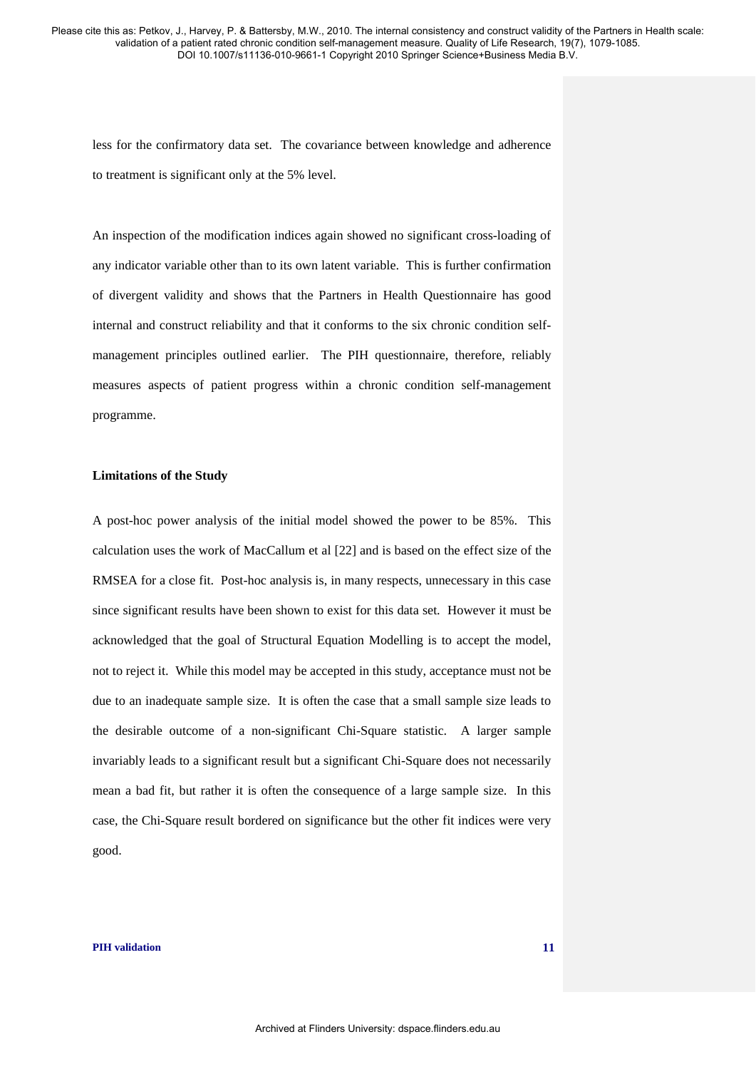less for the confirmatory data set. The covariance between knowledge and adherence to treatment is significant only at the 5% level.

An inspection of the modification indices again showed no significant cross-loading of any indicator variable other than to its own latent variable. This is further confirmation of divergent validity and shows that the Partners in Health Questionnaire has good internal and construct reliability and that it conforms to the six chronic condition self-management principles outlined earlier. The PIH questionnaire, therefore, reliably measures aspects of patient progress within a chronic condition self-management programme.

**Limitations of the Study**

A post-hoc power analysis of the initial model showed the power to be 85%. This calculation uses the work of MacCallum et al [22] and is based on the effect size of the RMSEA for a close fit. Post-hoc analysis is, in many respects, unnecessary in this case since significant results have been shown to exist for this data set. However it must be acknowledged that the goal of Structural Equation Modelling is to accept the model, not to reject it. While this model may be accepted in this study, acceptance must not be due to an inadequate sample size. It is often the case that a small sample size leads to the desirable outcome of a non-significant Chi-Square statistic. A larger sample invariably leads to a significant result but a significant Chi-Square does not necessarily mean a bad fit, but rather it is often the consequence of a large sample size. In this case, the Chi-Square result bordered on significance but the other fit indices were very good.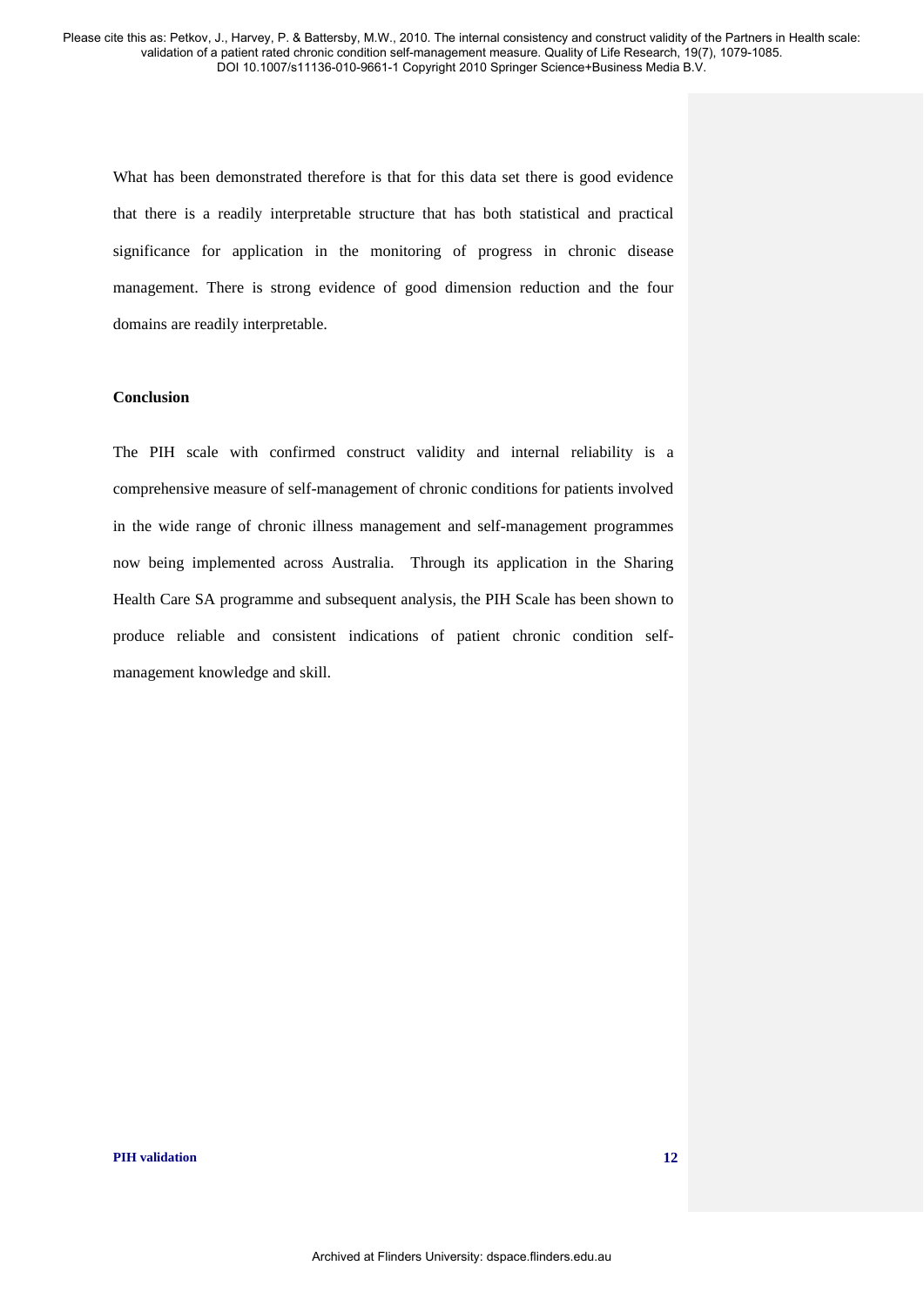What has been demonstrated therefore is that for this data set there is good evidence that there is a readily interpretable structure that has both statistical and practical significance for application in the monitoring of progress in chronic disease management. There is strong evidence of good dimension reduction and the four domains are readily interpretable.

**Conclusion**

The PIH scale with confirmed construct validity and internal reliability is a comprehensive measure of self-management of chronic conditions for patients involved in the wide range of chronic illness management and self-management programmes now being implemented across Australia. Through its application in the Sharing Health Care SA programme and subsequent analysis, the PIH Scale has been shown to produce reliable and consistent indications of patient chronic condition self-management knowledge and skill.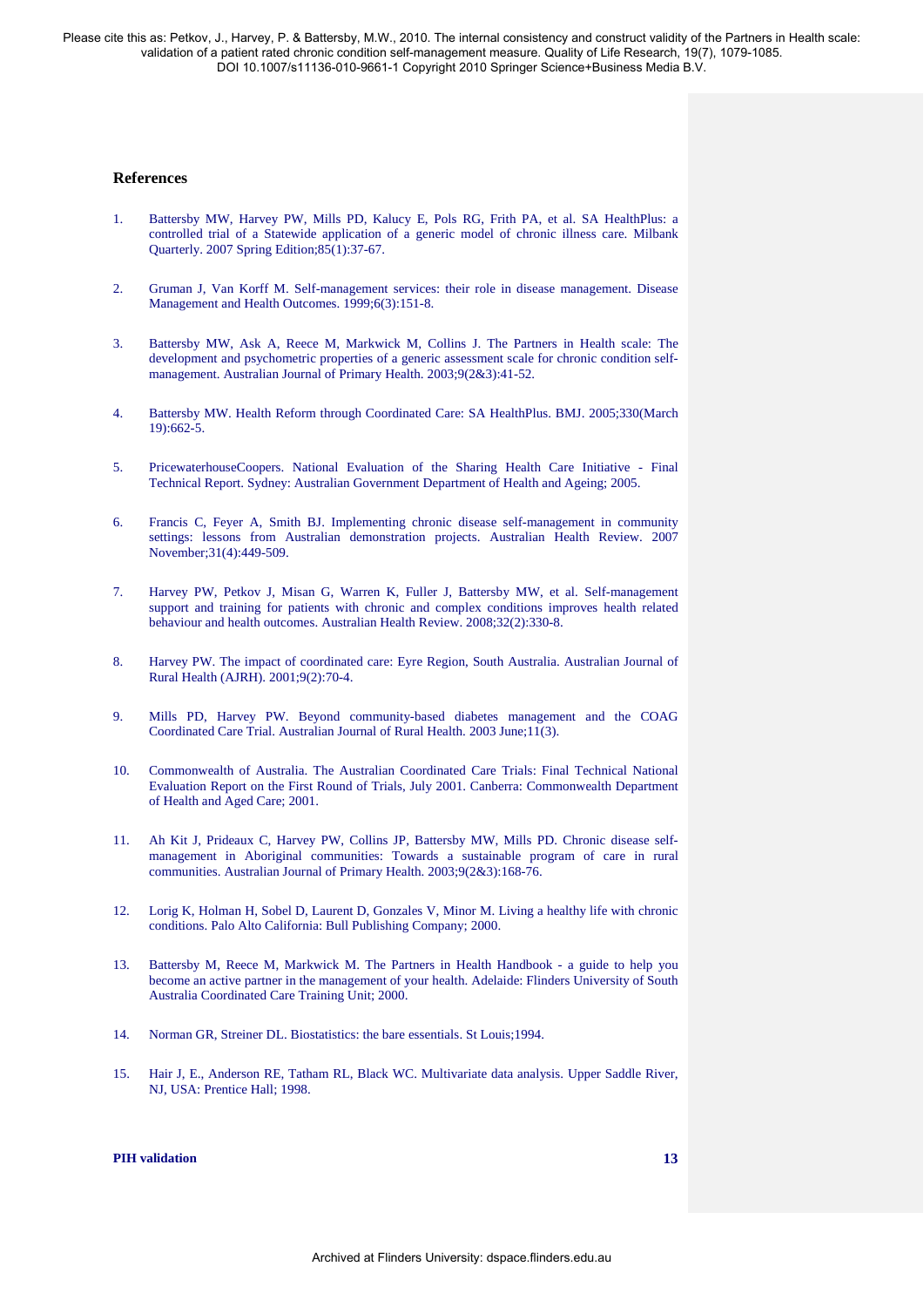### References

1. Battersby MW, Harvey PW, Mills PD, Kalucy E, Pols RG, Frith PA, et al. SA HealthPlus: a controlled trial of a Statewide application of a generic model of chronic illness care. Milbank Quarterly. 2007 Spring Edition;85(1):37-67.

2. Gruman J, Van Korff M. Self-management services: their role in disease management. Disease Management and Health Outcomes. 1999;6(3):151-8.

3. Battersby MW, Ask A, Reece M, Markwick M, Collins J. The Partners in Health scale: The development and psychometric properties of a generic assessment scale for chronic condition self-management. Australian Journal of Primary Health. 2003;9(2&3):41-52.

4. Battersby MW. Health Reform through Coordinated Care: SA HealthPlus. BMJ. 2005;330(March 19):662-5.

5. PricewaterhouseCoopers. National Evaluation of the Sharing Health Care Initiative - Final Technical Report. Sydney: Australian Government Department of Health and Ageing; 2005.

6. Francis C, Feyer A, Smith BJ. Implementing chronic disease self-management in community settings: lessons from Australian demonstration projects. Australian Health Review. 2007 November;31(4):449-509.

7. Harvey PW, Petkov J, Misan G, Warren K, Fuller J, Battersby MW, et al. Self-management support and training for patients with chronic and complex conditions improves health related behaviour and health outcomes. Australian Health Review. 2008;32(2):330-8.

8. Harvey PW. The impact of coordinated care: Eyre Region, South Australia. Australian Journal of Rural Health (AJRH). 2001;9(2):70-4.

9. Mills PD, Harvey PW. Beyond community-based diabetes management and the COAG Coordinated Care Trial. Australian Journal of Rural Health. 2003 June;11(3).

10. Commonwealth of Australia. The Australian Coordinated Care Trials: Final Technical National Evaluation Report on the First Round of Trials, July 2001. Canberra: Commonwealth Department of Health and Aged Care; 2001.

11. Ah Kit J, Prideaux C, Harvey PW, Collins JP, Battersby MW, Mills PD. Chronic disease self-management in Aboriginal communities: Towards a sustainable program of care in rural communities. Australian Journal of Primary Health. 2003;9(2&3):168-76.

12. Lorig K, Holman H, Sobel D, Laurent D, Gonzales V, Minor M. Living a healthy life with chronic conditions. Palo Alto California: Bull Publishing Company; 2000.

13. Battersby M, Reece M, Markwick M. The Partners in Health Handbook - a guide to help you become an active partner in the management of your health. Adelaide: Flinders University of South Australia Coordinated Care Training Unit; 2000.

14. Norman GR, Streiner DL. Biostatistics: the bare essentials. St Louis;1994.

15. Hair J, E., Anderson RE, Tatham RL, Black WC. Multivariate data analysis. Upper Saddle River, NJ, USA: Prentice Hall; 1998.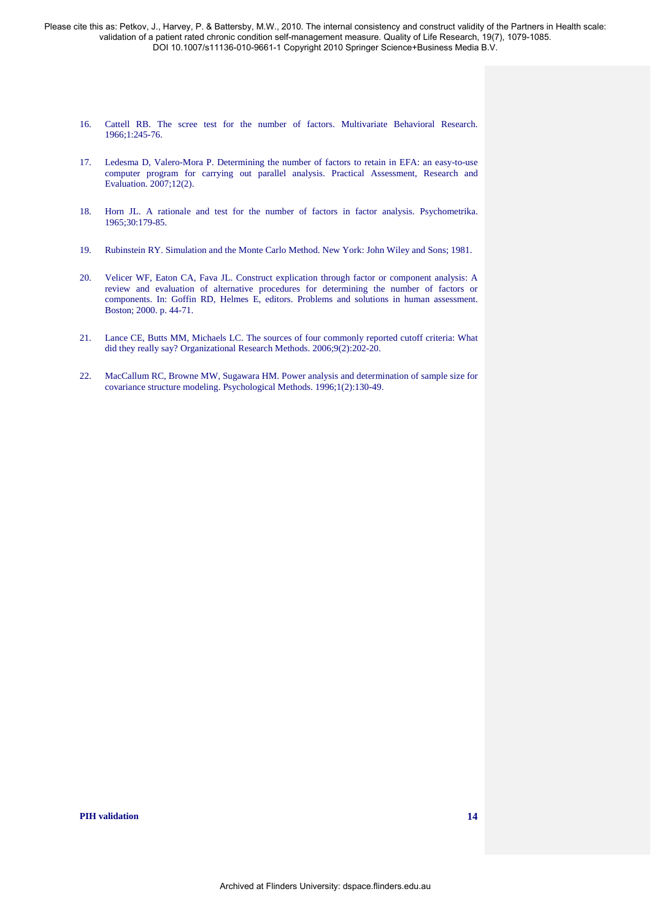16. Cattell RB. The scree test for the number of factors. Multivariate Behavioral Research. 1966;1:245-76.

17. Ledesma D, Valero-Mora P. Determining the number of factors to retain in EFA: an easy-to-use computer program for carrying out parallel analysis. Practical Assessment, Research and Evaluation. 2007;12(2).

18. Horn JL. A rationale and test for the number of factors in factor analysis. Psychometrika. 1965;30:179-85.

19. Rubinstein RY. Simulation and the Monte Carlo Method. New York: John Wiley and Sons; 1981.

20. Velicer WF, Eaton CA, Fava JL. Construct explication through factor or component analysis: A review and evaluation of alternative procedures for determining the number of factors or components. In: Goffin RD, Helmes E, editors. Problems and solutions in human assessment. Boston; 2000. p. 44-71.

21. Lance CE, Butts MM, Michaels LC. The sources of four commonly reported cutoff criteria: What did they really say? Organizational Research Methods. 2006;9(2):202-20.

22. MacCallum RC, Browne MW, Sugawara HM. Power analysis and determination of sample size for covariance structure modeling. Psychological Methods. 1996;1(2):130-49.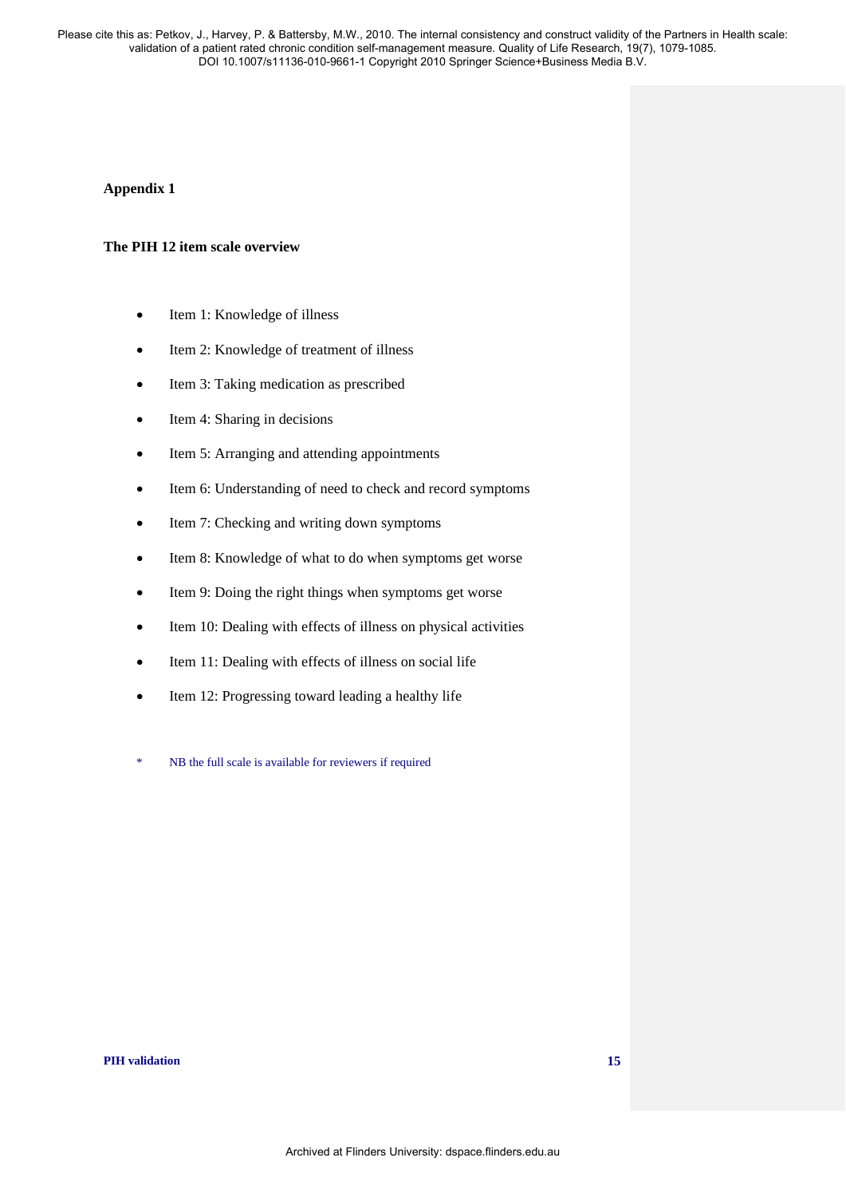**Appendix 1**

**The PIH 12 item scale overview**

- Item 1: Knowledge of illness
- Item 2: Knowledge of treatment of illness
- Item 3: Taking medication as prescribed
- Item 4: Sharing in decisions
- Item 5: Arranging and attending appointments
- Item 6: Understanding of need to check and record symptoms
- Item 7: Checking and writing down symptoms
- Item 8: Knowledge of what to do when symptoms get worse
- Item 9: Doing the right things when symptoms get worse
- Item 10: Dealing with effects of illness on physical activities
- Item 11: Dealing with effects of illness on social life
- Item 12: Progressing toward leading a healthy life

\* NB the full scale is available for reviewers if required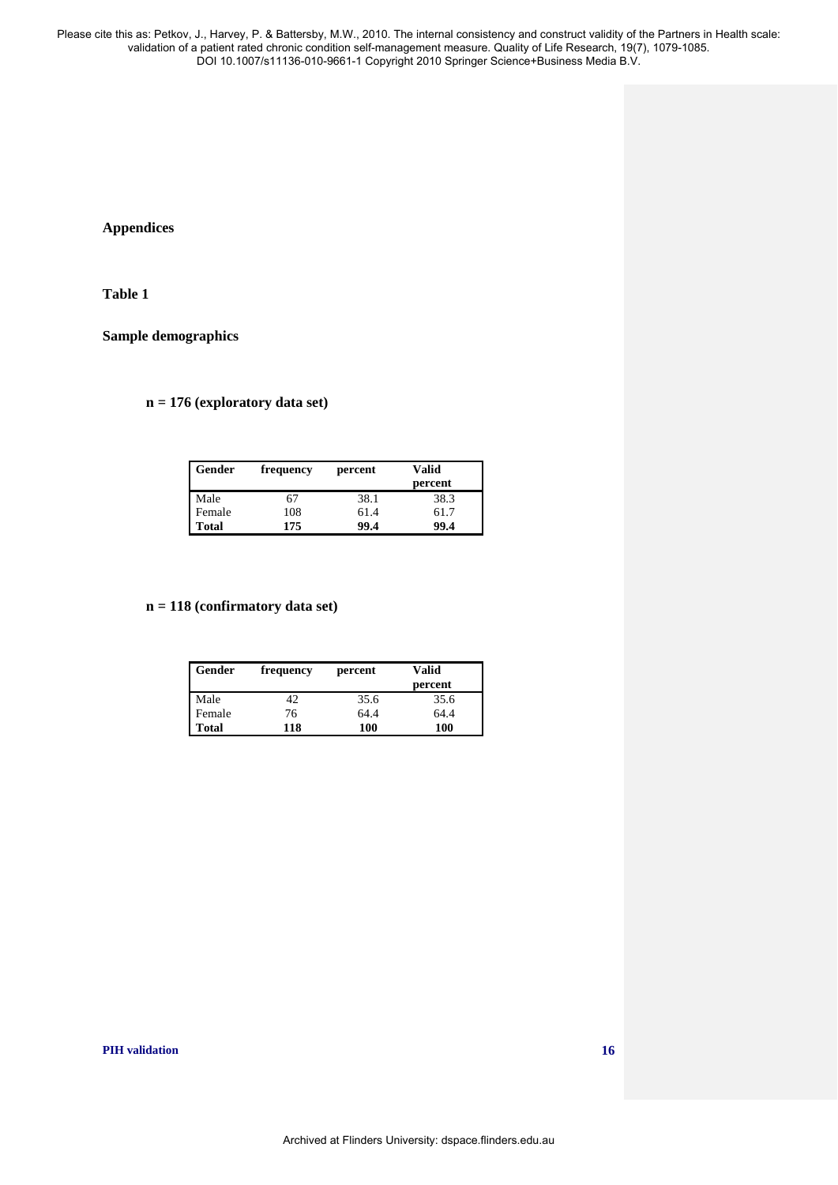# Appendices

## Table 1

## Sample demographics

**n = 176 (exploratory data set)**

| Gender | frequency | percent | Valid percent |
|---|---|---|---|
| Male | 67 | 38.1 | 38.3 |
| Female | 108 | 61.4 | 61.7 |
| **Total** | **175** | **99.4** | **99.4** |

**n = 118 (confirmatory data set)**

| Gender | frequency | percent | Valid percent |
|---|---|---|---|
| Male | 42 | 35.6 | 35.6 |
| Female | 76 | 64.4 | 64.4 |
| **Total** | **118** | **100** | **100** |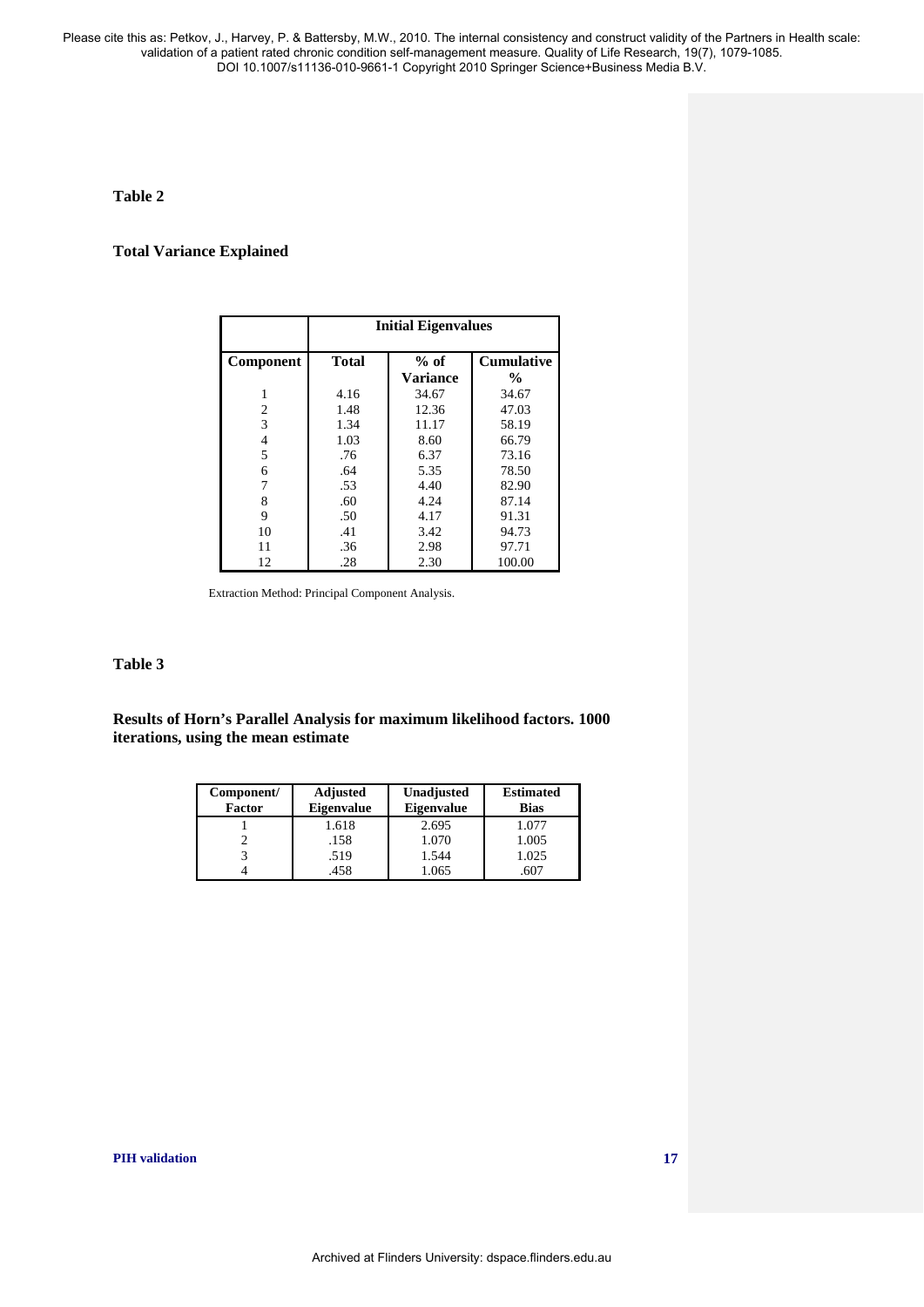**Table 2**

**Total Variance Explained**

| | Initial Eigenvalues | | |
|---|---|---|---|
| **Component** | **Total** | **% of Variance** | **Cumulative %** |
| 1 | 4.16 | 34.67 | 34.67 |
| 2 | 1.48 | 12.36 | 47.03 |
| 3 | 1.34 | 11.17 | 58.19 |
| 4 | 1.03 | 8.60 | 66.79 |
| 5 | .76 | 6.37 | 73.16 |
| 6 | .64 | 5.35 | 78.50 |
| 7 | .53 | 4.40 | 82.90 |
| 8 | .60 | 4.24 | 87.14 |
| 9 | .50 | 4.17 | 91.31 |
| 10 | .41 | 3.42 | 94.73 |
| 11 | .36 | 2.98 | 97.71 |
| 12 | .28 | 2.30 | 100.00 |

Extraction Method: Principal Component Analysis.

**Table 3**

**Results of Horn's Parallel Analysis for maximum likelihood factors. 1000 iterations, using the mean estimate**

| Component/ Factor | Adjusted Eigenvalue | Unadjusted Eigenvalue | Estimated Bias |
|---|---|---|---|
| 1 | 1.618 | 2.695 | 1.077 |
| 2 | .158 | 1.070 | 1.005 |
| 3 | .519 | 1.544 | 1.025 |
| 4 | .458 | 1.065 | .607 |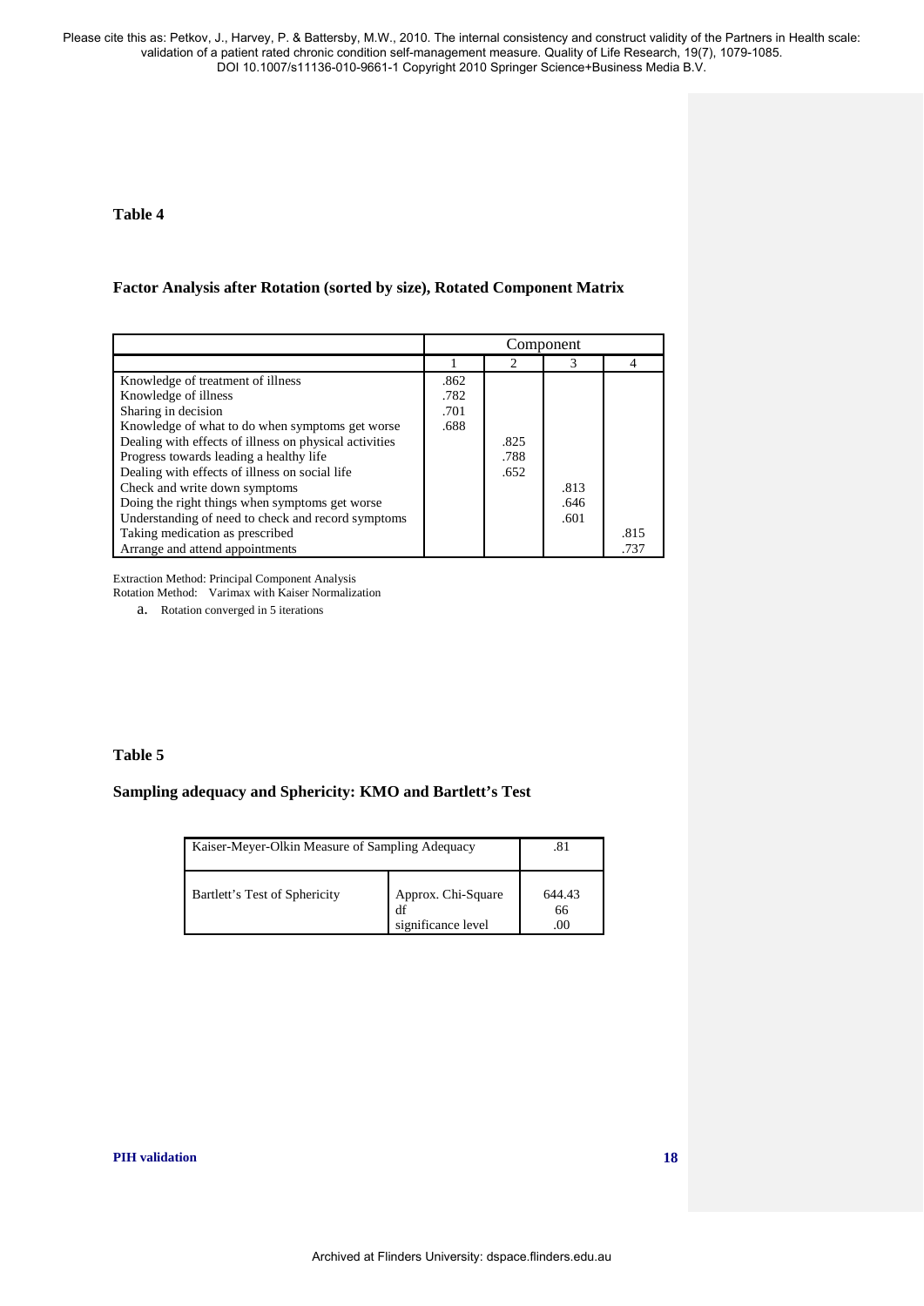**Table 4**

**Factor Analysis after Rotation (sorted by size), Rotated Component Matrix**

| | Component | | | |
|---|---|---|---|---|
| | 1 | 2 | 3 | 4 |
| Knowledge of treatment of illness | .862 | | | |
| Knowledge of illness | .782 | | | |
| Sharing in decision | .701 | | | |
| Knowledge of what to do when symptoms get worse | .688 | | | |
| Dealing with effects of illness on physical activities | | .825 | | |
| Progress towards leading a healthy life | | .788 | | |
| Dealing with effects of illness on social life | | .652 | | |
| Check and write down symptoms | | | .813 | |
| Doing the right things when symptoms get worse | | | .646 | |
| Understanding of need to check and record symptoms | | | .601 | |
| Taking medication as prescribed | | | | .815 |
| Arrange and attend appointments | | | | .737 |

Extraction Method: Principal Component Analysis
Rotation Method: Varimax with Kaiser Normalization

a. Rotation converged in 5 iterations

**Table 5**

**Sampling adequacy and Sphericity: KMO and Bartlett's Test**

| | | |
|---|---|---|
| Kaiser-Meyer-Olkin Measure of Sampling Adequacy | | .81 |
| Bartlett's Test of Sphericity | Approx. Chi-Square<br>df<br>significance level | 644.43<br>66<br>.00 |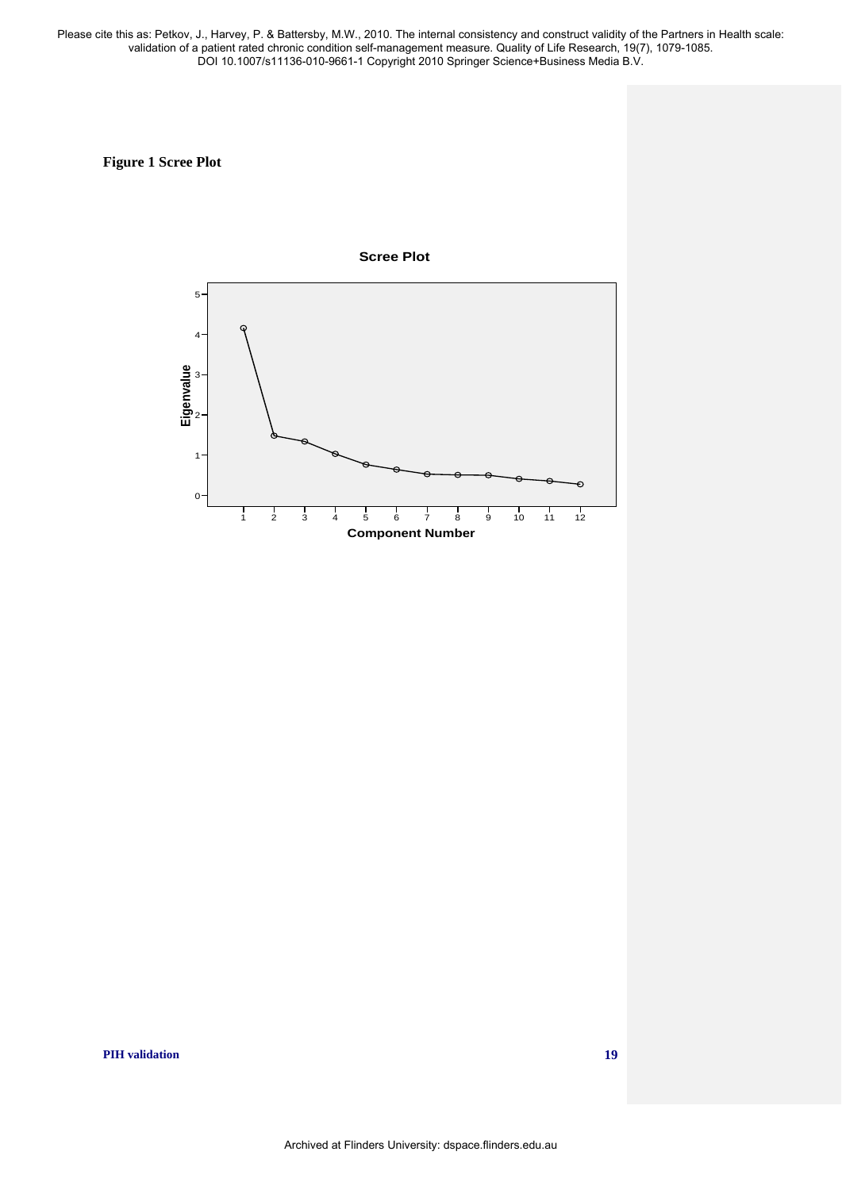Please cite this as: Petkov, J., Harvey, P. & Battersby, M.W., 2010. The internal consistency and construct validity of the Partners in Health scale: validation of a patient rated chronic condition self-management measure. Quality of Life Research, 19(7), 1079-1085. DOI 10.1007/s11136-010-9661-1 Copyright 2010 Springer Science+Business Media B.V.

**Figure 1 Scree Plot**

Scree Plot

Eigenvalue

Component Number

Archived at Flinders University: dspace.flinders.edu.au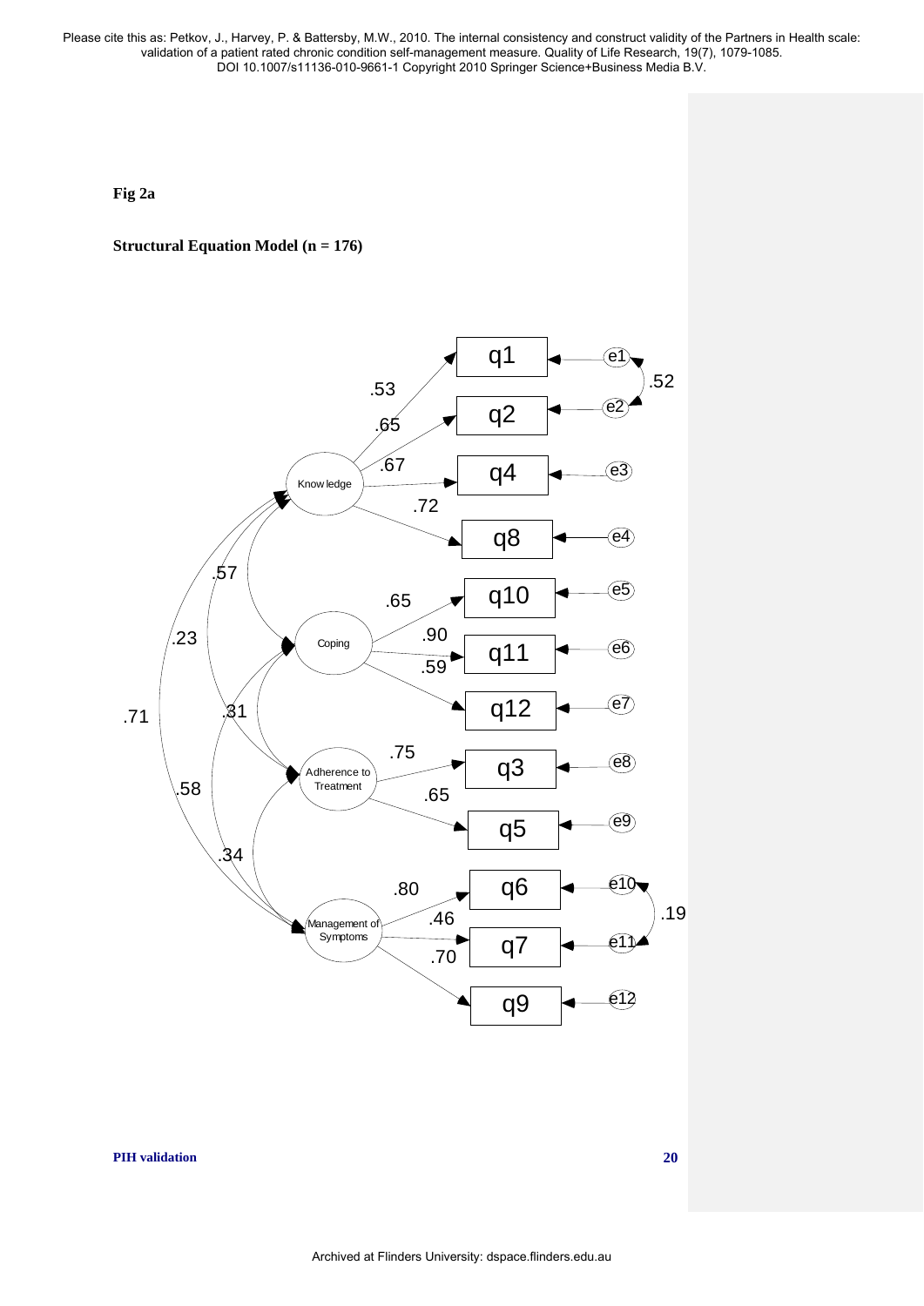Please cite this as: Petkov, J., Harvey, P. & Battersby, M.W., 2010. The internal consistency and construct validity of the Partners in Health scale: validation of a patient rated chronic condition self-management measure. Quality of Life Research, 19(7), 1079-1085. DOI 10.1007/s11136-010-9661-1 Copyright 2010 Springer Science+Business Media B.V.

**Fig 2a**

**Structural Equation Model (n = 176)**

Archived at Flinders University: dspace.flinders.edu.au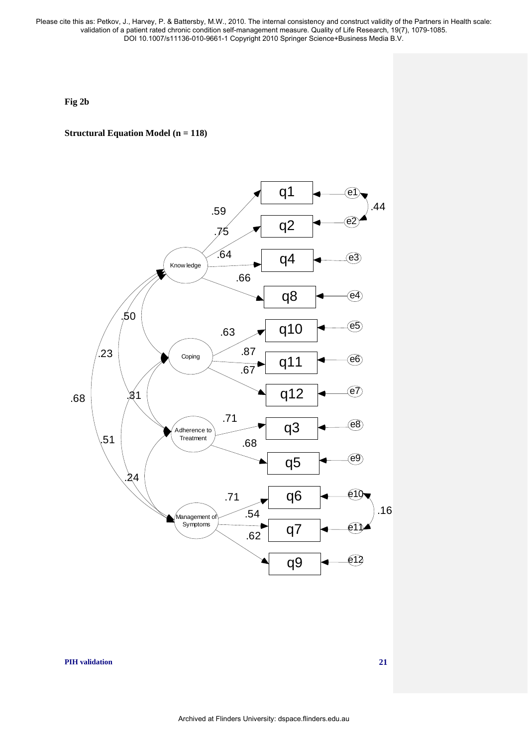Please cite this as: Petkov, J., Harvey, P. & Battersby, M.W., 2010. The internal consistency and construct validity of the Partners in Health scale: validation of a patient rated chronic condition self-management measure. Quality of Life Research, 19(7), 1079-1085. DOI 10.1007/s11136-010-9661-1 Copyright 2010 Springer Science+Business Media B.V.

**Fig 2b**

**Structural Equation Model (n = 118)**

Knowledge
Coping
Adherence to Treatment
Management of Symptoms

q1
q2
q4
q8
q10
q11
q12
q3
q5
q6
q7
q9

e1
e2
e3
e4
e5
e6
e7
e8
e9
e10
e11
e12

.59
.75
.64
.66
.63
.87
.67
.71
.68
.71
.54
.62

.44
.16

.50
.23
.68
.31
.51
.24

Archived at Flinders University: dspace.flinders.edu.au